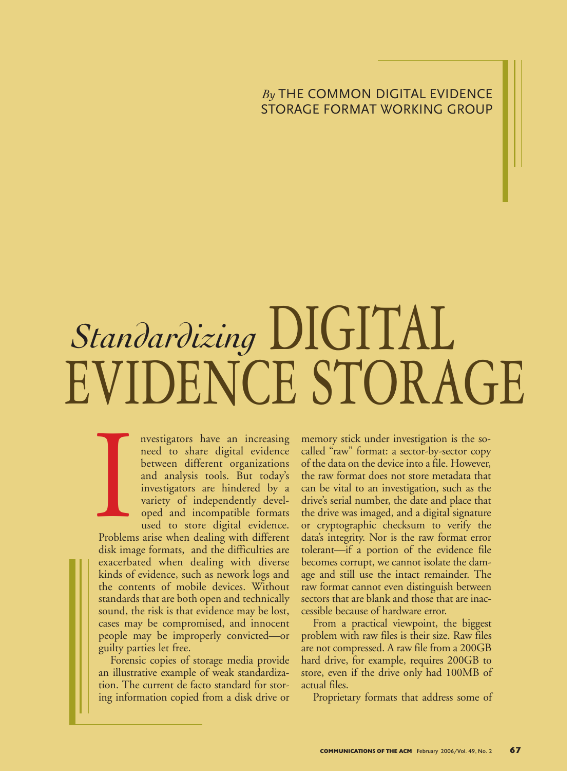*By* THE COMMON DIGITAL EVIDENCE STORAGE FORMAT WORKING GROUP

# *Standardizing* DIGITAL EVIDENCE STORAGE

Investigators have an increasing need to share digital evidence between different organizations and analysis tools. But today's investigators are hindered by a variety of independently developed and incompatible formats used to store digital evidence. Problems arise when dealing with different disk image formats, and the difficulties are exacerbated when dealing with diverse kinds of evidence, such as nework logs and the contents of mobile devices. Without standards that are both open and technically sound, the risk is that evidence may be lost, cases may be compromised, and innocent people may be improperly convicted—or guilty parties let free.

Forensic copies of storage media provide an illustrative example of weak standardization. The current de facto standard for storing information copied from a disk drive or memory stick under investigation is the so-called "raw" format: a sector-by-sector copy of the data on the device into a file. However, the raw format does not store metadata that can be vital to an investigation, such as the drive's serial number, the date and place that the drive was imaged, and a digital signature or cryptographic checksum to verify the data's integrity. Nor is the raw format error tolerant—if a portion of the evidence file becomes corrupt, we cannot isolate the damage and still use the intact remainder. The raw format cannot even distinguish between sectors that are blank and those that are inaccessible because of hardware error.

From a practical viewpoint, the biggest problem with raw files is their size. Raw files are not compressed. A raw file from a 200GB hard drive, for example, requires 200GB to store, even if the drive only had 100MB of actual files.

Proprietary formats that address some of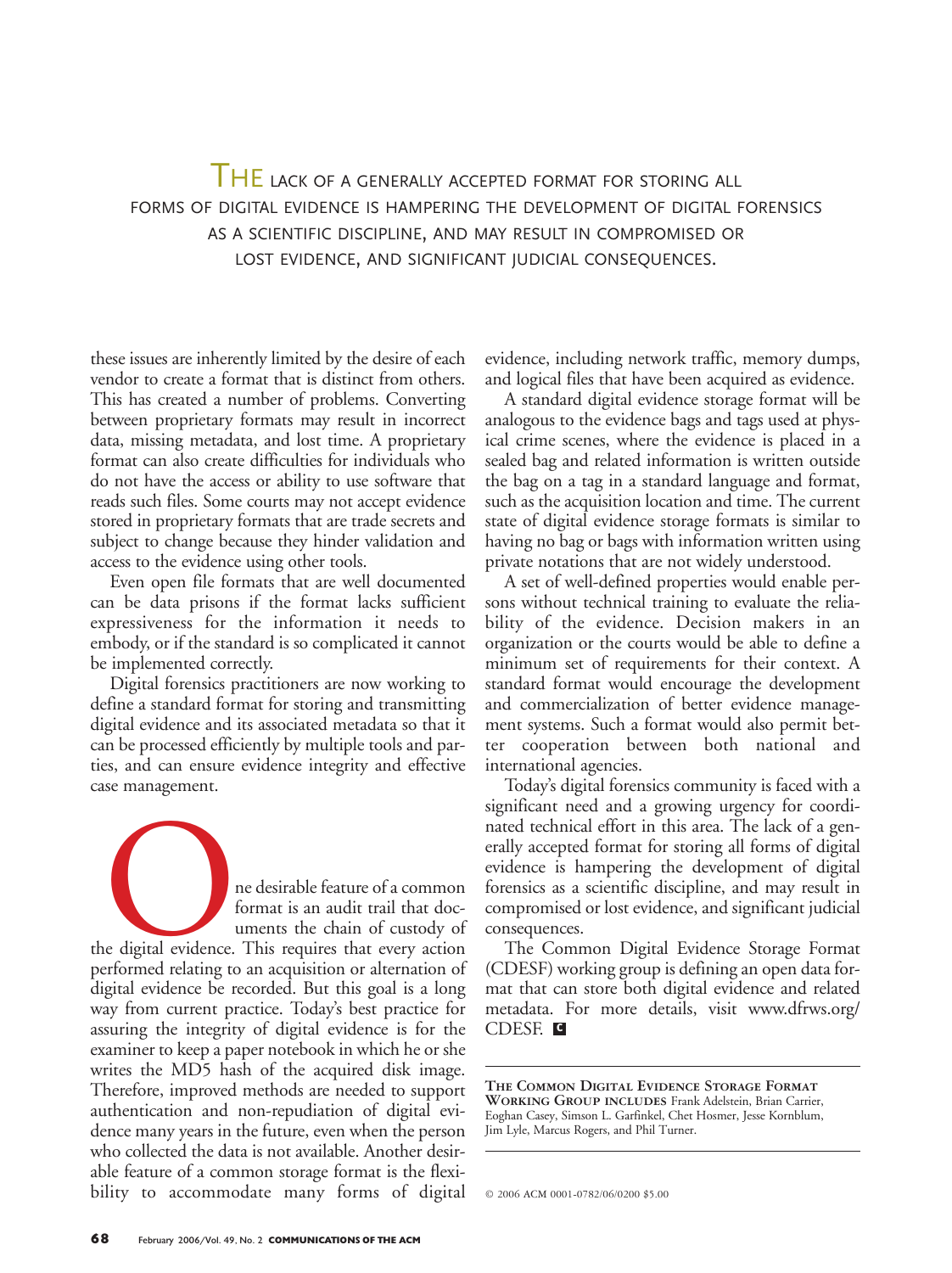The lack of a generally accepted format for storing all forms of digital evidence is hampering the development of digital forensics as a scientific discipline, and may result in compromised or lost evidence, and significant judicial consequences.

these issues are inherently limited by the desire of each vendor to create a format that is distinct from others. This has created a number of problems. Converting between proprietary formats may result in incorrect data, missing metadata, and lost time. A proprietary format can also create difficulties for individuals who do not have the access or ability to use software that reads such files. Some courts may not accept evidence stored in proprietary formats that are trade secrets and subject to change because they hinder validation and access to the evidence using other tools.

Even open file formats that are well documented can be data prisons if the format lacks sufficient expressiveness for the information it needs to embody, or if the standard is so complicated it cannot be implemented correctly.

Digital forensics practitioners are now working to define a standard format for storing and transmitting digital evidence and its associated metadata so that it can be processed efficiently by multiple tools and parties, and can ensure evidence integrity and effective case management.

One desirable feature of a common format is an audit trail that documents the chain of custody of the digital evidence. This requires that every action performed relating to an acquisition or alternation of digital evidence be recorded. But this goal is a long way from current practice. Today's best practice for assuring the integrity of digital evidence is for the examiner to keep a paper notebook in which he or she writes the MD5 hash of the acquired disk image. Therefore, improved methods are needed to support authentication and non-repudiation of digital evidence many years in the future, even when the person who collected the data is not available. Another desirable feature of a common storage format is the flexibility to accommodate many forms of digital evidence, including network traffic, memory dumps, and logical files that have been acquired as evidence.

A standard digital evidence storage format will be analogous to the evidence bags and tags used at physical crime scenes, where the evidence is placed in a sealed bag and related information is written outside the bag on a tag in a standard language and format, such as the acquisition location and time. The current state of digital evidence storage formats is similar to having no bag or bags with information written using private notations that are not widely understood.

A set of well-defined properties would enable persons without technical training to evaluate the reliability of the evidence. Decision makers in an organization or the courts would be able to define a minimum set of requirements for their context. A standard format would encourage the development and commercialization of better evidence management systems. Such a format would also permit better cooperation between both national and international agencies.

Today's digital forensics community is faced with a significant need and a growing urgency for coordinated technical effort in this area. The lack of a generally accepted format for storing all forms of digital evidence is hampering the development of digital forensics as a scientific discipline, and may result in compromised or lost evidence, and significant judicial consequences.

The Common Digital Evidence Storage Format (CDESF) working group is defining an open data format that can store both digital evidence and related metadata. For more details, visit www.dfrws.org/CDESF.

**The Common Digital Evidence Storage Format Working Group includes** Frank Adelstein, Brian Carrier, Eoghan Casey, Simson L. Garfinkel, Chet Hosmer, Jesse Kornblum, Jim Lyle, Marcus Rogers, and Phil Turner.

© 2006 ACM 0001-0782/06/0200 $5.00